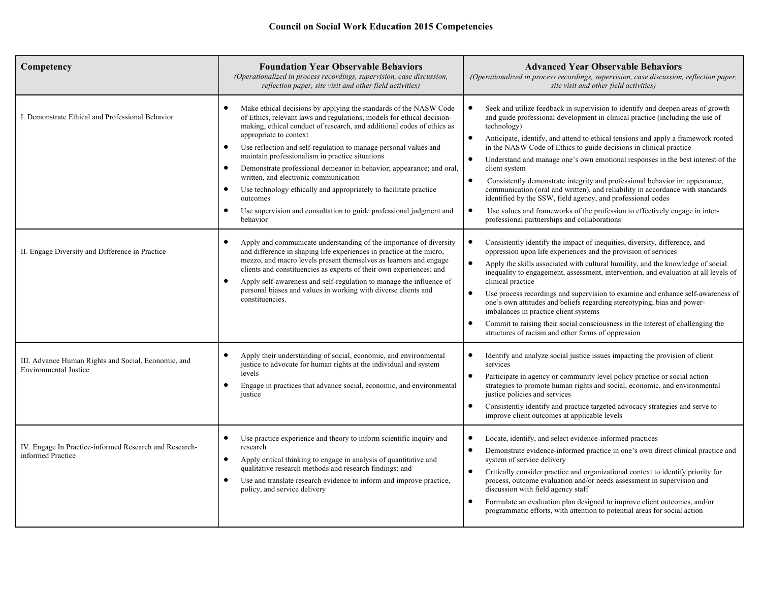# Council on Social Work Education 2015 Competencies

| Competency | Foundation Year Observable Behaviors *(Operationalized in process recordings, supervision, case discussion, reflection paper, site visit and other field activities)* | Advanced Year Observable Behaviors *(Operationalized in process recordings, supervision, case discussion, reflection paper, site visit and other field activities)* |
|---|---|---|
| I. Demonstrate Ethical and Professional Behavior | • Make ethical decisions by applying the standards of the NASW Code of Ethics, relevant laws and regulations, models for ethical decision-making, ethical conduct of research, and additional codes of ethics as appropriate to context<br>• Use reflection and self-regulation to manage personal values and maintain professionalism in practice situations<br>• Demonstrate professional demeanor in behavior; appearance; and oral, written, and electronic communication<br>• Use technology ethically and appropriately to facilitate practice outcomes<br>• Use supervision and consultation to guide professional judgment and behavior | • Seek and utilize feedback in supervision to identify and deepen areas of growth and guide professional development in clinical practice (including the use of technology)<br>• Anticipate, identify, and attend to ethical tensions and apply a framework rooted in the NASW Code of Ethics to guide decisions in clinical practice<br>• Understand and manage one's own emotional responses in the best interest of the client system<br>• Consistently demonstrate integrity and professional behavior in: appearance, communication (oral and written), and reliability in accordance with standards identified by the SSW, field agency, and professional codes<br>• Use values and frameworks of the profession to effectively engage in inter-professional partnerships and collaborations |
| II. Engage Diversity and Difference in Practice | • Apply and communicate understanding of the importance of diversity and difference in shaping life experiences in practice at the micro, mezzo, and macro levels present themselves as learners and engage clients and constituencies as experts of their own experiences; and<br>• Apply self-awareness and self-regulation to manage the influence of personal biases and values in working with diverse clients and constituencies. | • Consistently identify the impact of inequities, diversity, difference, and oppression upon life experiences and the provision of services<br>• Apply the skills associated with cultural humility, and the knowledge of social inequality to engagement, assessment, intervention, and evaluation at all levels of clinical practice<br>• Use process recordings and supervision to examine and enhance self-awareness of one's own attitudes and beliefs regarding stereotyping, bias and power-imbalances in practice client systems<br>• Commit to raising their social consciousness in the interest of challenging the structures of racism and other forms of oppression |
| III. Advance Human Rights and Social, Economic, and Environmental Justice | • Apply their understanding of social, economic, and environmental justice to advocate for human rights at the individual and system levels<br>• Engage in practices that advance social, economic, and environmental justice | • Identify and analyze social justice issues impacting the provision of client services<br>• Participate in agency or community level policy practice or social action strategies to promote human rights and social, economic, and environmental justice policies and services<br>• Consistently identify and practice targeted advocacy strategies and serve to improve client outcomes at applicable levels |
| IV. Engage In Practice-informed Research and Research-informed Practice | • Use practice experience and theory to inform scientific inquiry and research<br>• Apply critical thinking to engage in analysis of quantitative and qualitative research methods and research findings; and<br>• Use and translate research evidence to inform and improve practice, policy, and service delivery | • Locate, identify, and select evidence-informed practices<br>• Demonstrate evidence-informed practice in one's own direct clinical practice and system of service delivery<br>• Critically consider practice and organizational context to identify priority for process, outcome evaluation and/or needs assessment in supervision and discussion with field agency staff<br>• Formulate an evaluation plan designed to improve client outcomes, and/or programmatic efforts, with attention to potential areas for social action |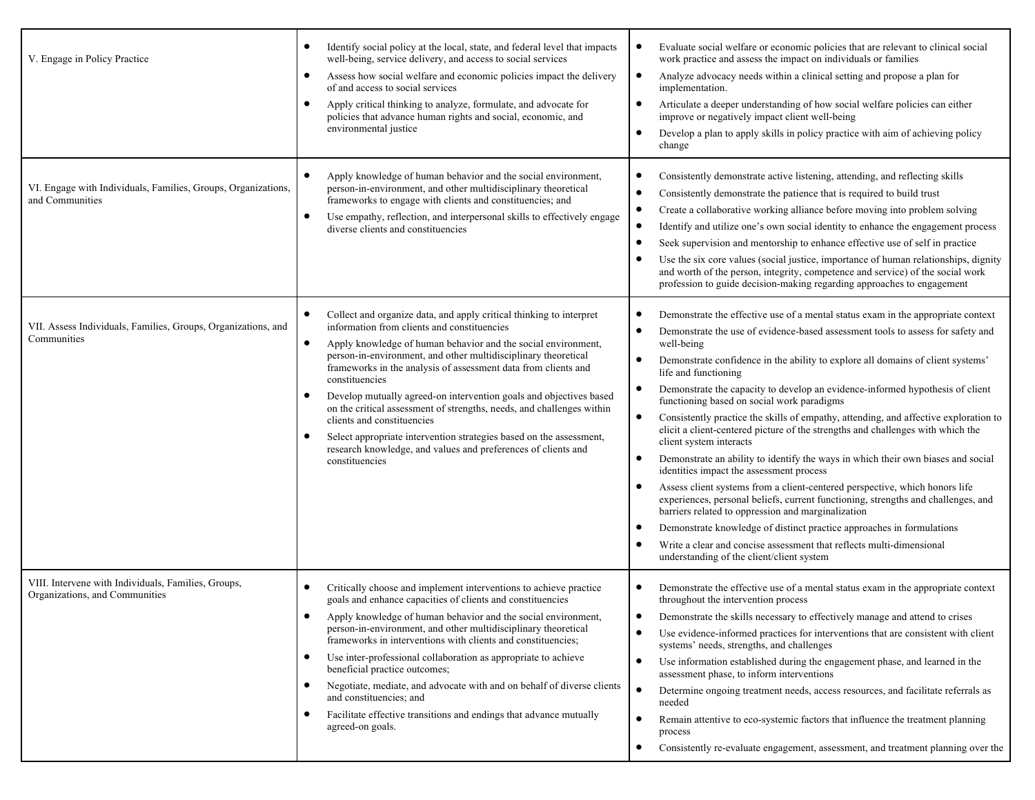| | | |
|---|---|---|
| V. Engage in Policy Practice | • Identify social policy at the local, state, and federal level that impacts well-being, service delivery, and access to social services<br>• Assess how social welfare and economic policies impact the delivery of and access to social services<br>• Apply critical thinking to analyze, formulate, and advocate for policies that advance human rights and social, economic, and environmental justice | • Evaluate social welfare or economic policies that are relevant to clinical social work practice and assess the impact on individuals or families<br>• Analyze advocacy needs within a clinical setting and propose a plan for implementation.<br>• Articulate a deeper understanding of how social welfare policies can either improve or negatively impact client well-being<br>• Develop a plan to apply skills in policy practice with aim of achieving policy change |
| VI. Engage with Individuals, Families, Groups, Organizations, and Communities | • Apply knowledge of human behavior and the social environment, person-in-environment, and other multidisciplinary theoretical frameworks to engage with clients and constituencies; and<br>• Use empathy, reflection, and interpersonal skills to effectively engage diverse clients and constituencies | • Consistently demonstrate active listening, attending, and reflecting skills<br>• Consistently demonstrate the patience that is required to build trust<br>• Create a collaborative working alliance before moving into problem solving<br>• Identify and utilize one's own social identity to enhance the engagement process<br>• Seek supervision and mentorship to enhance effective use of self in practice<br>• Use the six core values (social justice, importance of human relationships, dignity and worth of the person, integrity, competence and service) of the social work profession to guide decision-making regarding approaches to engagement |
| VII. Assess Individuals, Families, Groups, Organizations, and Communities | • Collect and organize data, and apply critical thinking to interpret information from clients and constituencies<br>• Apply knowledge of human behavior and the social environment, person-in-environment, and other multidisciplinary theoretical frameworks in the analysis of assessment data from clients and constituencies<br>• Develop mutually agreed-on intervention goals and objectives based on the critical assessment of strengths, needs, and challenges within clients and constituencies<br>• Select appropriate intervention strategies based on the assessment, research knowledge, and values and preferences of clients and constituencies | • Demonstrate the effective use of a mental status exam in the appropriate context<br>• Demonstrate the use of evidence-based assessment tools to assess for safety and well-being<br>• Demonstrate confidence in the ability to explore all domains of client systems' life and functioning<br>• Demonstrate the capacity to develop an evidence-informed hypothesis of client functioning based on social work paradigms<br>• Consistently practice the skills of empathy, attending, and affective exploration to elicit a client-centered picture of the strengths and challenges with which the client system interacts<br>• Demonstrate an ability to identify the ways in which their own biases and social identities impact the assessment process<br>• Assess client systems from a client-centered perspective, which honors life experiences, personal beliefs, current functioning, strengths and challenges, and barriers related to oppression and marginalization<br>• Demonstrate knowledge of distinct practice approaches in formulations<br>• Write a clear and concise assessment that reflects multi-dimensional understanding of the client/client system |
| VIII. Intervene with Individuals, Families, Groups, Organizations, and Communities | • Critically choose and implement interventions to achieve practice goals and enhance capacities of clients and constituencies<br>• Apply knowledge of human behavior and the social environment, person-in-environment, and other multidisciplinary theoretical frameworks in interventions with clients and constituencies;<br>• Use inter-professional collaboration as appropriate to achieve beneficial practice outcomes;<br>• Negotiate, mediate, and advocate with and on behalf of diverse clients and constituencies; and<br>• Facilitate effective transitions and endings that advance mutually agreed-on goals. | • Demonstrate the effective use of a mental status exam in the appropriate context throughout the intervention process<br>• Demonstrate the skills necessary to effectively manage and attend to crises<br>• Use evidence-informed practices for interventions that are consistent with client systems' needs, strengths, and challenges<br>• Use information established during the engagement phase, and learned in the assessment phase, to inform interventions<br>• Determine ongoing treatment needs, access resources, and facilitate referrals as needed<br>• Remain attentive to eco-systemic factors that influence the treatment planning process<br>• Consistently re-evaluate engagement, assessment, and treatment planning over the |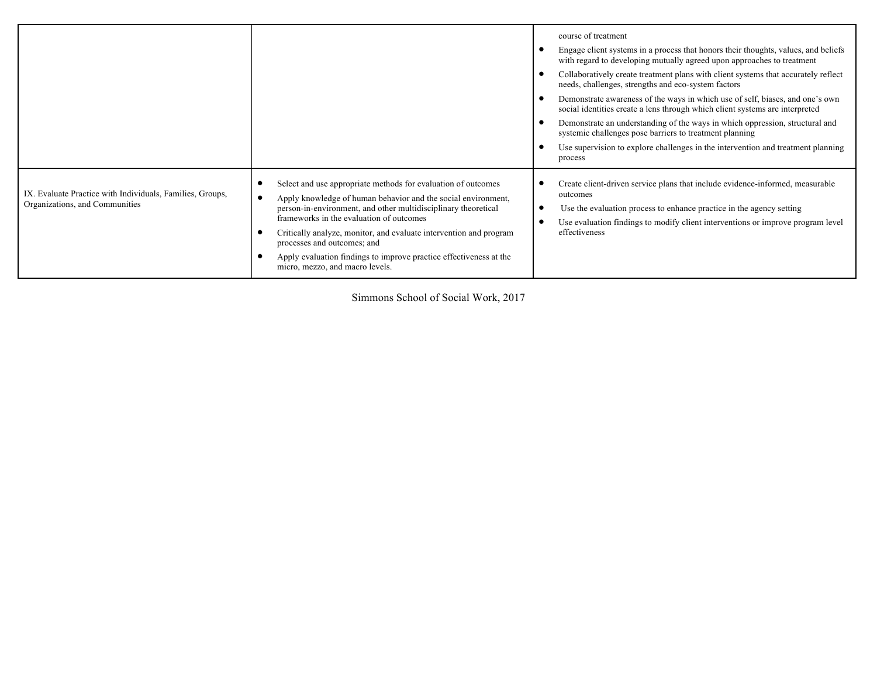| | | |
|---|---|---|
| | | course of treatment<br>• Engage client systems in a process that honors their thoughts, values, and beliefs with regard to developing mutually agreed upon approaches to treatment<br>• Collaboratively create treatment plans with client systems that accurately reflect needs, challenges, strengths and eco-system factors<br>• Demonstrate awareness of the ways in which use of self, biases, and one's own social identities create a lens through which client systems are interpreted<br>• Demonstrate an understanding of the ways in which oppression, structural and systemic challenges pose barriers to treatment planning<br>• Use supervision to explore challenges in the intervention and treatment planning process |
| IX. Evaluate Practice with Individuals, Families, Groups, Organizations, and Communities | • Select and use appropriate methods for evaluation of outcomes<br>• Apply knowledge of human behavior and the social environment, person-in-environment, and other multidisciplinary theoretical frameworks in the evaluation of outcomes<br>• Critically analyze, monitor, and evaluate intervention and program processes and outcomes; and<br>• Apply evaluation findings to improve practice effectiveness at the micro, mezzo, and macro levels. | • Create client-driven service plans that include evidence-informed, measurable outcomes<br>• Use the evaluation process to enhance practice in the agency setting<br>• Use evaluation findings to modify client interventions or improve program level effectiveness |

Simmons School of Social Work, 2017